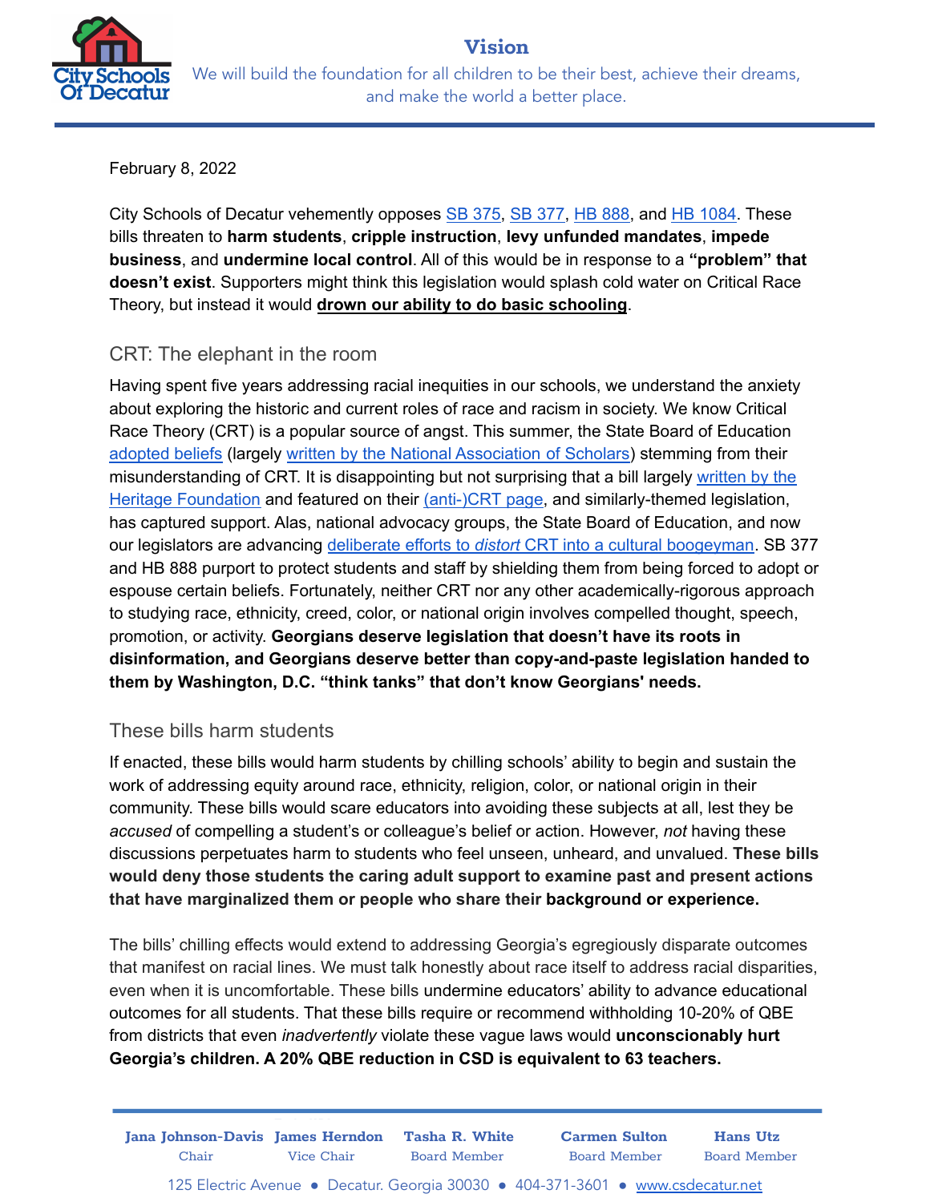# Vision

We will build the foundation for all children to be their best, achieve their dreams, and make the world a better place.

February 8, 2022

City Schools of Decatur vehemently opposes SB 375, SB 377, HB 888, and HB 1084. These bills threaten to **harm students**, **cripple instruction**, **levy unfunded mandates**, **impede business**, and **undermine local control**. All of this would be in response to a **"problem" that doesn't exist**. Supporters might think this legislation would splash cold water on Critical Race Theory, but instead it would **drown our ability to do basic schooling**.

## CRT: The elephant in the room

Having spent five years addressing racial inequities in our schools, we understand the anxiety about exploring the historic and current roles of race and racism in society. We know Critical Race Theory (CRT) is a popular source of angst. This summer, the State Board of Education adopted beliefs (largely written by the National Association of Scholars) stemming from their misunderstanding of CRT. It is disappointing but not surprising that a bill largely written by the Heritage Foundation and featured on their (anti-)CRT page, and similarly-themed legislation, has captured support. Alas, national advocacy groups, the State Board of Education, and now our legislators are advancing deliberate efforts to *distort* CRT into a cultural boogeyman. SB 377 and HB 888 purport to protect students and staff by shielding them from being forced to adopt or espouse certain beliefs. Fortunately, neither CRT nor any other academically-rigorous approach to studying race, ethnicity, creed, color, or national origin involves compelled thought, speech, promotion, or activity. **Georgians deserve legislation that doesn't have its roots in disinformation, and Georgians deserve better than copy-and-paste legislation handed to them by Washington, D.C. "think tanks" that don't know Georgians' needs.**

## These bills harm students

If enacted, these bills would harm students by chilling schools' ability to begin and sustain the work of addressing equity around race, ethnicity, religion, color, or national origin in their community. These bills would scare educators into avoiding these subjects at all, lest they be *accused* of compelling a student's or colleague's belief or action. However, *not* having these discussions perpetuates harm to students who feel unseen, unheard, and unvalued. **These bills would deny those students the caring adult support to examine past and present actions that have marginalized them or people who share their background or experience.**

The bills' chilling effects would extend to addressing Georgia's egregiously disparate outcomes that manifest on racial lines. We must talk honestly about race itself to address racial disparities, even when it is uncomfortable. These bills undermine educators' ability to advance educational outcomes for all students. That these bills require or recommend withholding 10-20% of QBE from districts that even *inadvertently* violate these vague laws would **unconscionably hurt Georgia's children. A 20% QBE reduction in CSD is equivalent to 63 teachers.**

**Jana Johnson-Davis** Chair | **James Herndon** Vice Chair | **Tasha R. White** Board Member | **Carmen Sulton** Board Member | **Hans Utz** Board Member

125 Electric Avenue • Decatur. Georgia 30030 • 404-371-3601 • www.csdecatur.net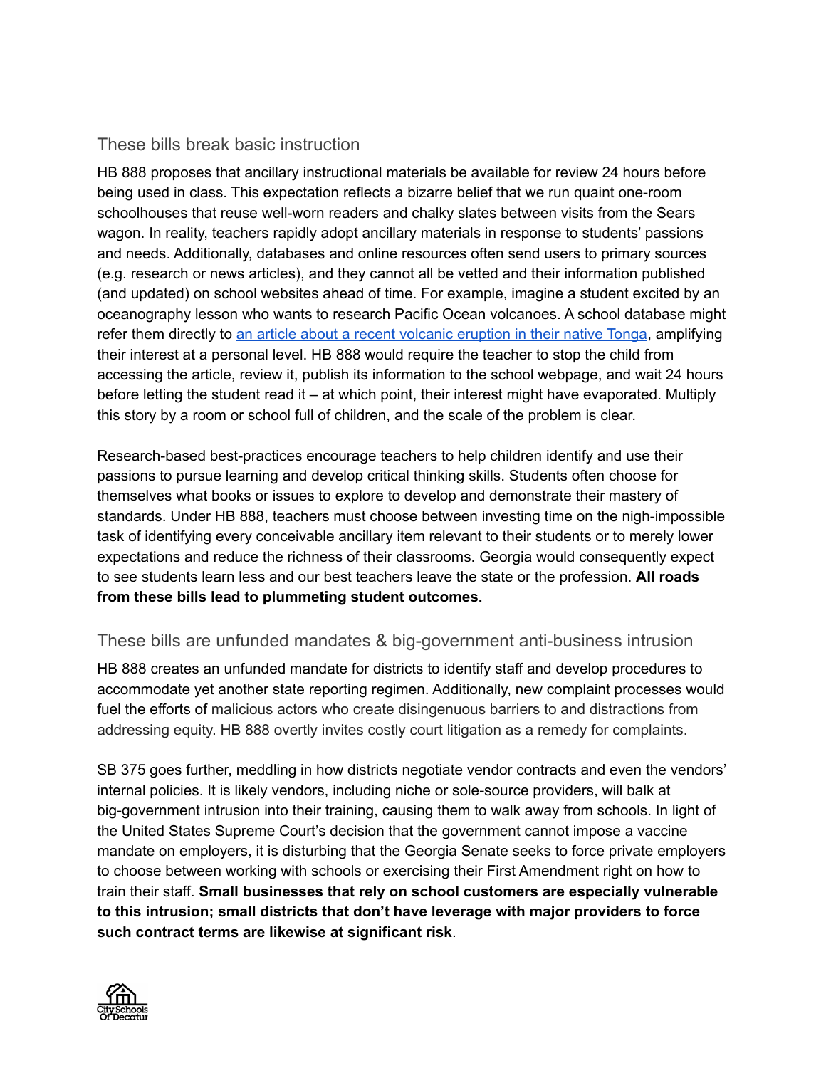## These bills break basic instruction

HB 888 proposes that ancillary instructional materials be available for review 24 hours before being used in class. This expectation reflects a bizarre belief that we run quaint one-room schoolhouses that reuse well-worn readers and chalky slates between visits from the Sears wagon. In reality, teachers rapidly adopt ancillary materials in response to students' passions and needs. Additionally, databases and online resources often send users to primary sources (e.g. research or news articles), and they cannot all be vetted and their information published (and updated) on school websites ahead of time. For example, imagine a student excited by an oceanography lesson who wants to research Pacific Ocean volcanoes. A school database might refer them directly to an article about a recent volcanic eruption in their native Tonga, amplifying their interest at a personal level. HB 888 would require the teacher to stop the child from accessing the article, review it, publish its information to the school webpage, and wait 24 hours before letting the student read it – at which point, their interest might have evaporated. Multiply this story by a room or school full of children, and the scale of the problem is clear.

Research-based best-practices encourage teachers to help children identify and use their passions to pursue learning and develop critical thinking skills. Students often choose for themselves what books or issues to explore to develop and demonstrate their mastery of standards. Under HB 888, teachers must choose between investing time on the nigh-impossible task of identifying every conceivable ancillary item relevant to their students or to merely lower expectations and reduce the richness of their classrooms. Georgia would consequently expect to see students learn less and our best teachers leave the state or the profession. **All roads from these bills lead to plummeting student outcomes.**

## These bills are unfunded mandates & big-government anti-business intrusion

HB 888 creates an unfunded mandate for districts to identify staff and develop procedures to accommodate yet another state reporting regimen. Additionally, new complaint processes would fuel the efforts of malicious actors who create disingenuous barriers to and distractions from addressing equity. HB 888 overtly invites costly court litigation as a remedy for complaints.

SB 375 goes further, meddling in how districts negotiate vendor contracts and even the vendors' internal policies. It is likely vendors, including niche or sole-source providers, will balk at big-government intrusion into their training, causing them to walk away from schools. In light of the United States Supreme Court's decision that the government cannot impose a vaccine mandate on employers, it is disturbing that the Georgia Senate seeks to force private employers to choose between working with schools or exercising their First Amendment right on how to train their staff. **Small businesses that rely on school customers are especially vulnerable to this intrusion; small districts that don't have leverage with major providers to force such contract terms are likewise at significant risk**.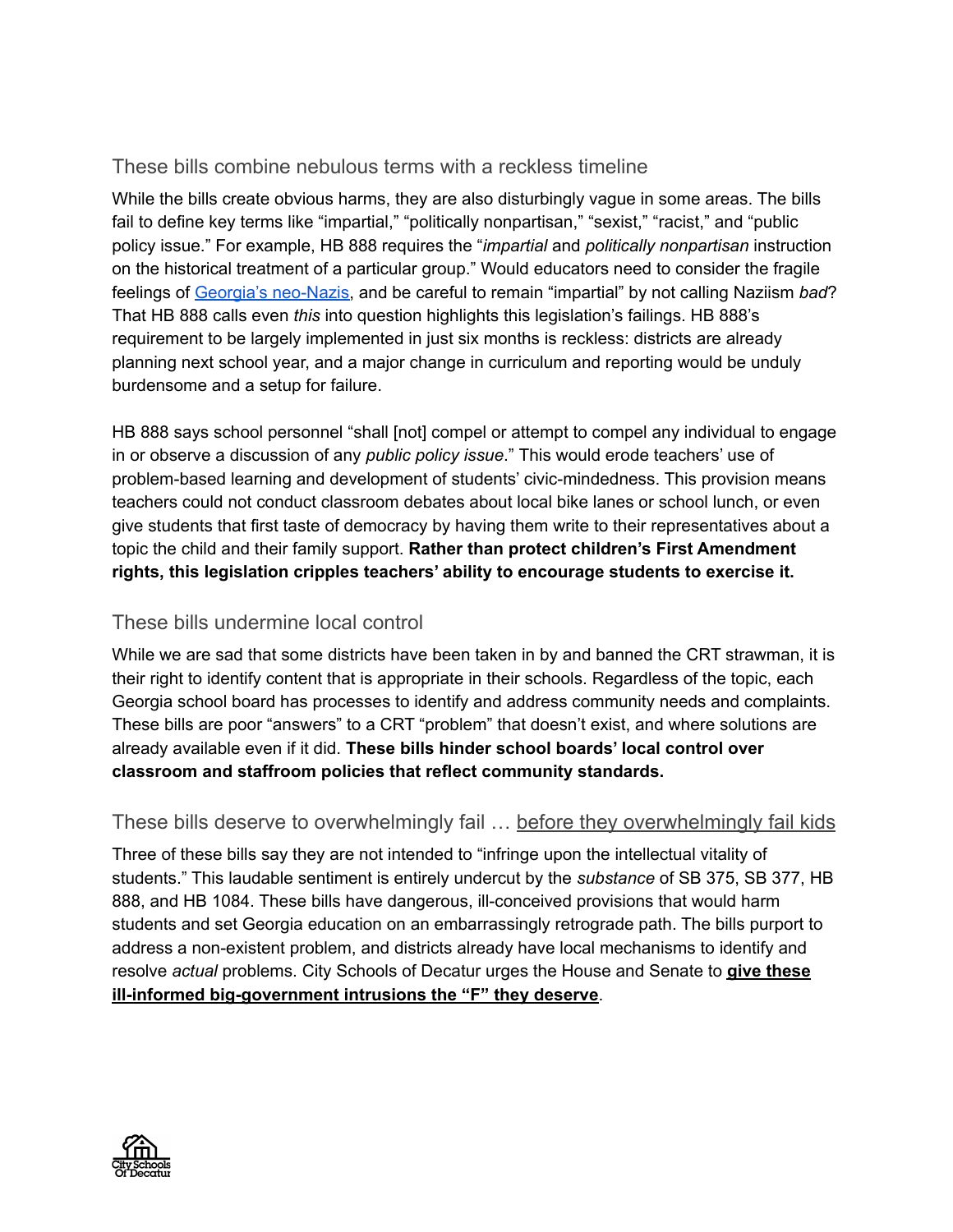## These bills combine nebulous terms with a reckless timeline

While the bills create obvious harms, they are also disturbingly vague in some areas. The bills fail to define key terms like "impartial," "politically nonpartisan," "sexist," "racist," and "public policy issue." For example, HB 888 requires the "*impartial* and *politically nonpartisan* instruction on the historical treatment of a particular group." Would educators need to consider the fragile feelings of [Georgia's neo-Nazis](), and be careful to remain "impartial" by not calling Naziism *bad*? That HB 888 calls even *this* into question highlights this legislation's failings. HB 888's requirement to be largely implemented in just six months is reckless: districts are already planning next school year, and a major change in curriculum and reporting would be unduly burdensome and a setup for failure.

HB 888 says school personnel "shall [not] compel or attempt to compel any individual to engage in or observe a discussion of any *public policy issue*." This would erode teachers' use of problem-based learning and development of students' civic-mindedness. This provision means teachers could not conduct classroom debates about local bike lanes or school lunch, or even give students that first taste of democracy by having them write to their representatives about a topic the child and their family support. **Rather than protect children's First Amendment rights, this legislation cripples teachers' ability to encourage students to exercise it.**

## These bills undermine local control

While we are sad that some districts have been taken in by and banned the CRT strawman, it is their right to identify content that is appropriate in their schools. Regardless of the topic, each Georgia school board has processes to identify and address community needs and complaints. These bills are poor "answers" to a CRT "problem" that doesn't exist, and where solutions are already available even if it did. **These bills hinder school boards' local control over classroom and staffroom policies that reflect community standards.**

## These bills deserve to overwhelmingly fail … before they overwhelmingly fail kids

Three of these bills say they are not intended to "infringe upon the intellectual vitality of students." This laudable sentiment is entirely undercut by the *substance* of SB 375, SB 377, HB 888, and HB 1084. These bills have dangerous, ill-conceived provisions that would harm students and set Georgia education on an embarrassingly retrograde path. The bills purport to address a non-existent problem, and districts already have local mechanisms to identify and resolve *actual* problems. City Schools of Decatur urges the House and Senate to **give these ill-informed big-government intrusions the "F" they deserve**.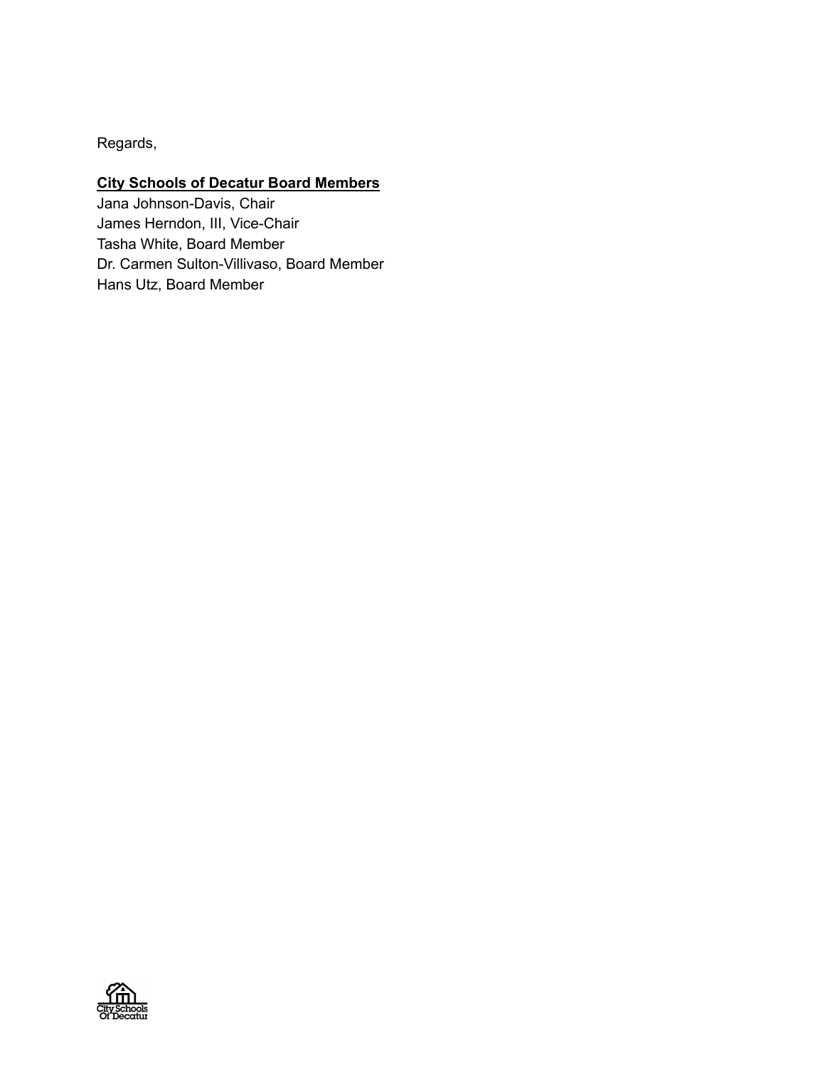Regards,

**City Schools of Decatur Board Members**
Jana Johnson-Davis, Chair
James Herndon, III, Vice-Chair
Tasha White, Board Member
Dr. Carmen Sulton-Villivaso, Board Member
Hans Utz, Board Member